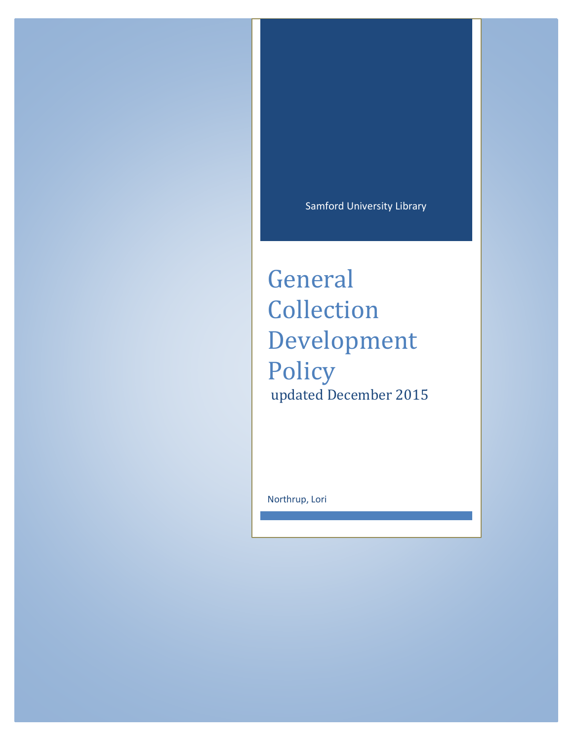Samford University Library

# General Collection Development Policy

updated December 2015

Northrup, Lori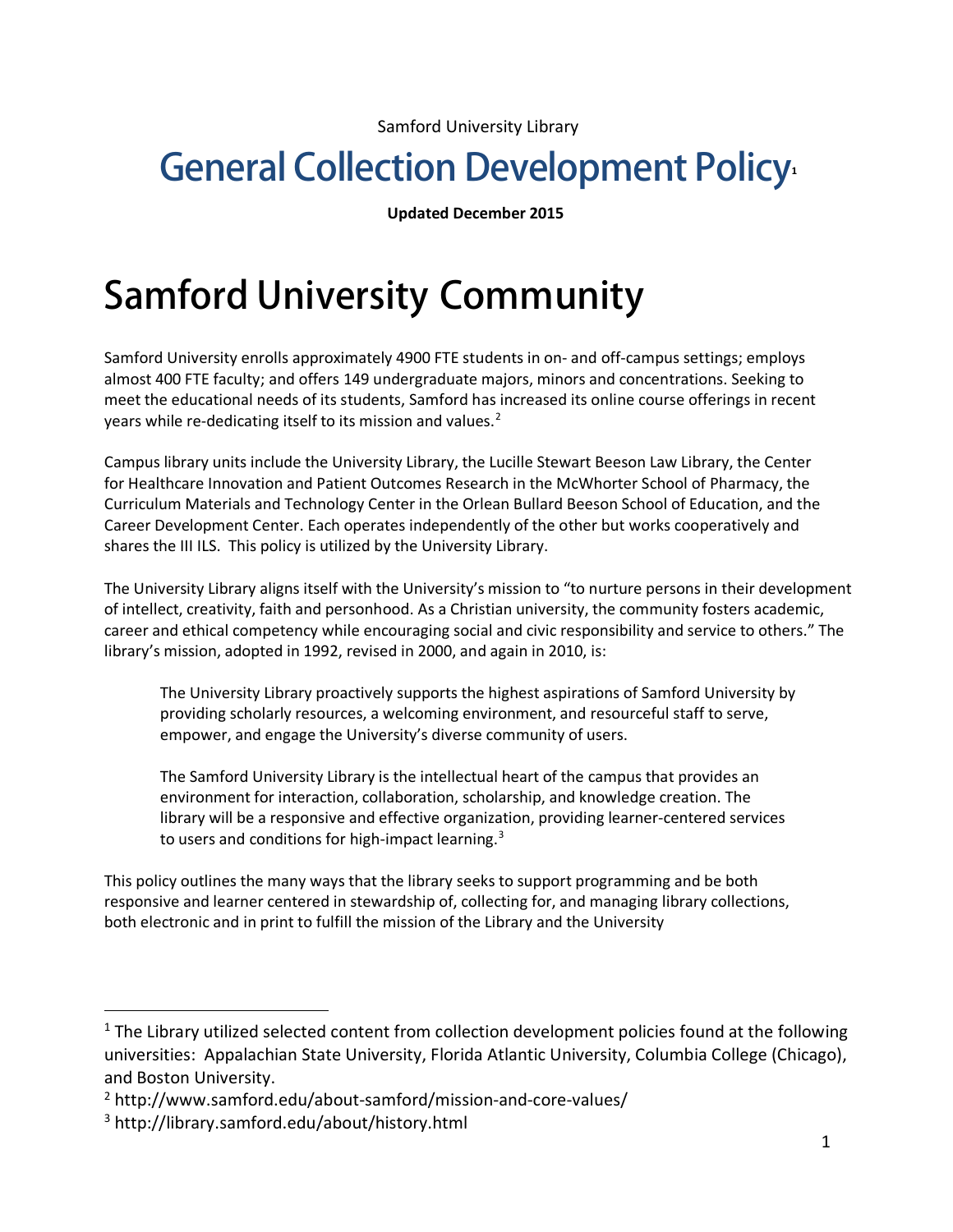Samford University Library

# General Collection Development Policy[1]

**Updated December 2015**

# Samford University Community

Samford University enrolls approximately 4900 FTE students in on- and off-campus settings; employs almost 400 FTE faculty; and offers 149 undergraduate majors, minors and concentrations. Seeking to meet the educational needs of its students, Samford has increased its online course offerings in recent years while re-dedicating itself to its mission and values.[2]

Campus library units include the University Library, the Lucille Stewart Beeson Law Library, the Center for Healthcare Innovation and Patient Outcomes Research in the McWhorter School of Pharmacy, the Curriculum Materials and Technology Center in the Orlean Bullard Beeson School of Education, and the Career Development Center. Each operates independently of the other but works cooperatively and shares the III ILS. This policy is utilized by the University Library.

The University Library aligns itself with the University's mission to "to nurture persons in their development of intellect, creativity, faith and personhood. As a Christian university, the community fosters academic, career and ethical competency while encouraging social and civic responsibility and service to others." The library's mission, adopted in 1992, revised in 2000, and again in 2010, is:

> The University Library proactively supports the highest aspirations of Samford University by providing scholarly resources, a welcoming environment, and resourceful staff to serve, empower, and engage the University's diverse community of users.
>
> The Samford University Library is the intellectual heart of the campus that provides an environment for interaction, collaboration, scholarship, and knowledge creation. The library will be a responsive and effective organization, providing learner-centered services to users and conditions for high-impact learning.[3]

This policy outlines the many ways that the library seeks to support programming and be both responsive and learner centered in stewardship of, collecting for, and managing library collections, both electronic and in print to fulfill the mission of the Library and the University

---

[1] The Library utilized selected content from collection development policies found at the following universities: Appalachian State University, Florida Atlantic University, Columbia College (Chicago), and Boston University.

[2] http://www.samford.edu/about-samford/mission-and-core-values/

[3] http://library.samford.edu/about/history.html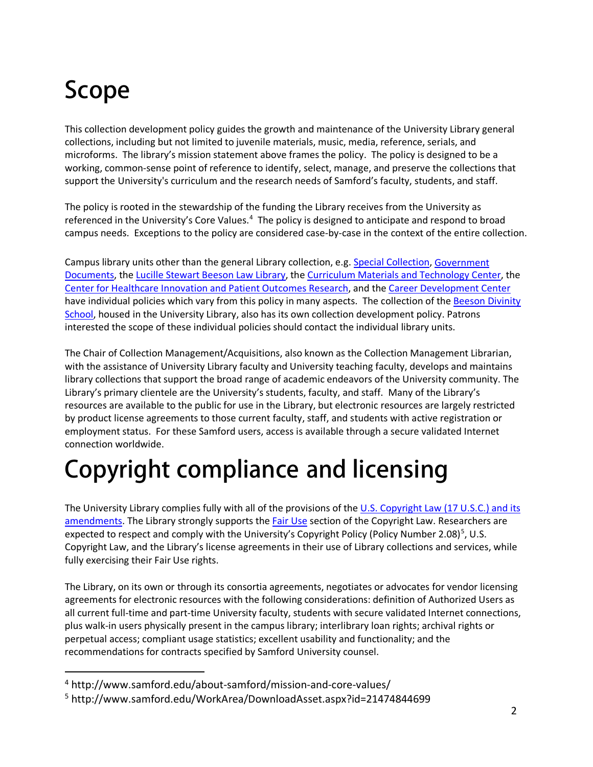# Scope

This collection development policy guides the growth and maintenance of the University Library general collections, including but not limited to juvenile materials, music, media, reference, serials, and microforms. The library's mission statement above frames the policy. The policy is designed to be a working, common-sense point of reference to identify, select, manage, and preserve the collections that support the University's curriculum and the research needs of Samford's faculty, students, and staff.

The policy is rooted in the stewardship of the funding the Library receives from the University as referenced in the University's Core Values.[4] The policy is designed to anticipate and respond to broad campus needs. Exceptions to the policy are considered case-by-case in the context of the entire collection.

Campus library units other than the general Library collection, e.g. Special Collection, Government Documents, the Lucille Stewart Beeson Law Library, the Curriculum Materials and Technology Center, the Center for Healthcare Innovation and Patient Outcomes Research, and the Career Development Center have individual policies which vary from this policy in many aspects. The collection of the Beeson Divinity School, housed in the University Library, also has its own collection development policy. Patrons interested the scope of these individual policies should contact the individual library units.

The Chair of Collection Management/Acquisitions, also known as the Collection Management Librarian, with the assistance of University Library faculty and University teaching faculty, develops and maintains library collections that support the broad range of academic endeavors of the University community. The Library's primary clientele are the University's students, faculty, and staff. Many of the Library's resources are available to the public for use in the Library, but electronic resources are largely restricted by product license agreements to those current faculty, staff, and students with active registration or employment status. For these Samford users, access is available through a secure validated Internet connection worldwide.

# Copyright compliance and licensing

The University Library complies fully with all of the provisions of the U.S. Copyright Law (17 U.S.C.) and its amendments. The Library strongly supports the Fair Use section of the Copyright Law. Researchers are expected to respect and comply with the University's Copyright Policy (Policy Number 2.08)[5], U.S. Copyright Law, and the Library's license agreements in their use of Library collections and services, while fully exercising their Fair Use rights.

The Library, on its own or through its consortia agreements, negotiates or advocates for vendor licensing agreements for electronic resources with the following considerations: definition of Authorized Users as all current full-time and part-time University faculty, students with secure validated Internet connections, plus walk-in users physically present in the campus library; interlibrary loan rights; archival rights or perpetual access; compliant usage statistics; excellent usability and functionality; and the recommendations for contracts specified by Samford University counsel.

---

[4] http://www.samford.edu/about-samford/mission-and-core-values/

[5] http://www.samford.edu/WorkArea/DownloadAsset.aspx?id=21474844699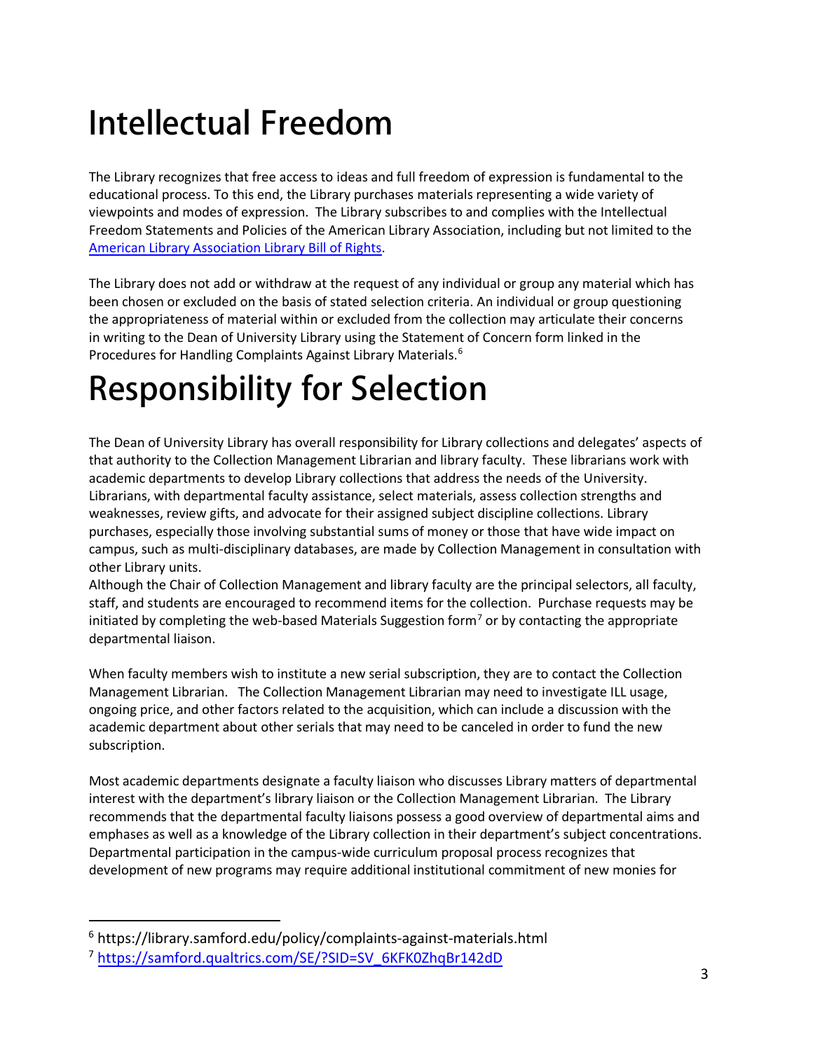# Intellectual Freedom

The Library recognizes that free access to ideas and full freedom of expression is fundamental to the educational process. To this end, the Library purchases materials representing a wide variety of viewpoints and modes of expression. The Library subscribes to and complies with the Intellectual Freedom Statements and Policies of the American Library Association, including but not limited to the [American Library Association Library Bill of Rights](American Library Association Library Bill of Rights).

The Library does not add or withdraw at the request of any individual or group any material which has been chosen or excluded on the basis of stated selection criteria. An individual or group questioning the appropriateness of material within or excluded from the collection may articulate their concerns in writing to the Dean of University Library using the Statement of Concern form linked in the Procedures for Handling Complaints Against Library Materials.[6]

# Responsibility for Selection

The Dean of University Library has overall responsibility for Library collections and delegates' aspects of that authority to the Collection Management Librarian and library faculty. These librarians work with academic departments to develop Library collections that address the needs of the University. Librarians, with departmental faculty assistance, select materials, assess collection strengths and weaknesses, review gifts, and advocate for their assigned subject discipline collections. Library purchases, especially those involving substantial sums of money or those that have wide impact on campus, such as multi-disciplinary databases, are made by Collection Management in consultation with other Library units.
Although the Chair of Collection Management and library faculty are the principal selectors, all faculty, staff, and students are encouraged to recommend items for the collection. Purchase requests may be initiated by completing the web-based Materials Suggestion form[7] or by contacting the appropriate departmental liaison.

When faculty members wish to institute a new serial subscription, they are to contact the Collection Management Librarian. The Collection Management Librarian may need to investigate ILL usage, ongoing price, and other factors related to the acquisition, which can include a discussion with the academic department about other serials that may need to be canceled in order to fund the new subscription.

Most academic departments designate a faculty liaison who discusses Library matters of departmental interest with the department's library liaison or the Collection Management Librarian. The Library recommends that the departmental faculty liaisons possess a good overview of departmental aims and emphases as well as a knowledge of the Library collection in their department's subject concentrations. Departmental participation in the campus-wide curriculum proposal process recognizes that development of new programs may require additional institutional commitment of new monies for

---

[6] https://library.samford.edu/policy/complaints-against-materials.html

[7] https://samford.qualtrics.com/SE/?SID=SV_6KFK0ZhqBr142dD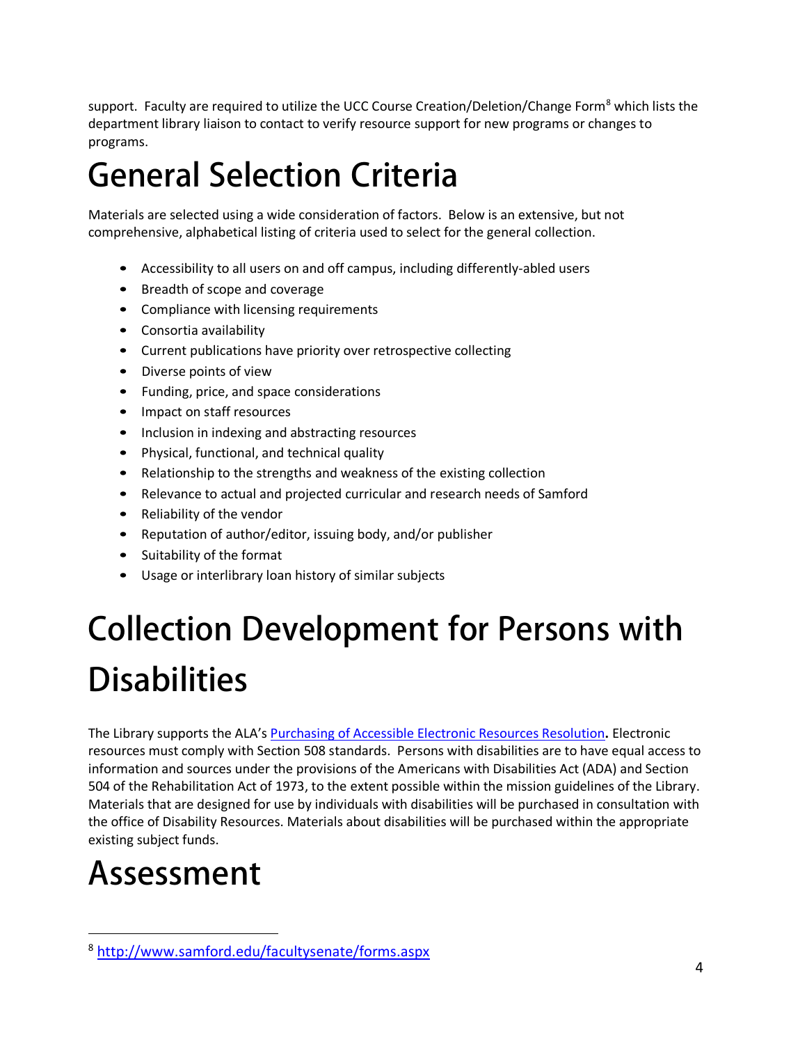support. Faculty are required to utilize the UCC Course Creation/Deletion/Change Form[8] which lists the department library liaison to contact to verify resource support for new programs or changes to programs.

# General Selection Criteria

Materials are selected using a wide consideration of factors. Below is an extensive, but not comprehensive, alphabetical listing of criteria used to select for the general collection.

- Accessibility to all users on and off campus, including differently-abled users
- Breadth of scope and coverage
- Compliance with licensing requirements
- Consortia availability
- Current publications have priority over retrospective collecting
- Diverse points of view
- Funding, price, and space considerations
- Impact on staff resources
- Inclusion in indexing and abstracting resources
- Physical, functional, and technical quality
- Relationship to the strengths and weakness of the existing collection
- Relevance to actual and projected curricular and research needs of Samford
- Reliability of the vendor
- Reputation of author/editor, issuing body, and/or publisher
- Suitability of the format
- Usage or interlibrary loan history of similar subjects

# Collection Development for Persons with Disabilities

The Library supports the ALA's [Purchasing of Accessible Electronic Resources Resolution](). Electronic resources must comply with Section 508 standards. Persons with disabilities are to have equal access to information and sources under the provisions of the Americans with Disabilities Act (ADA) and Section 504 of the Rehabilitation Act of 1973, to the extent possible within the mission guidelines of the Library. Materials that are designed for use by individuals with disabilities will be purchased in consultation with the office of Disability Resources. Materials about disabilities will be purchased within the appropriate existing subject funds.

# Assessment

[8] http://www.samford.edu/facultysenate/forms.aspx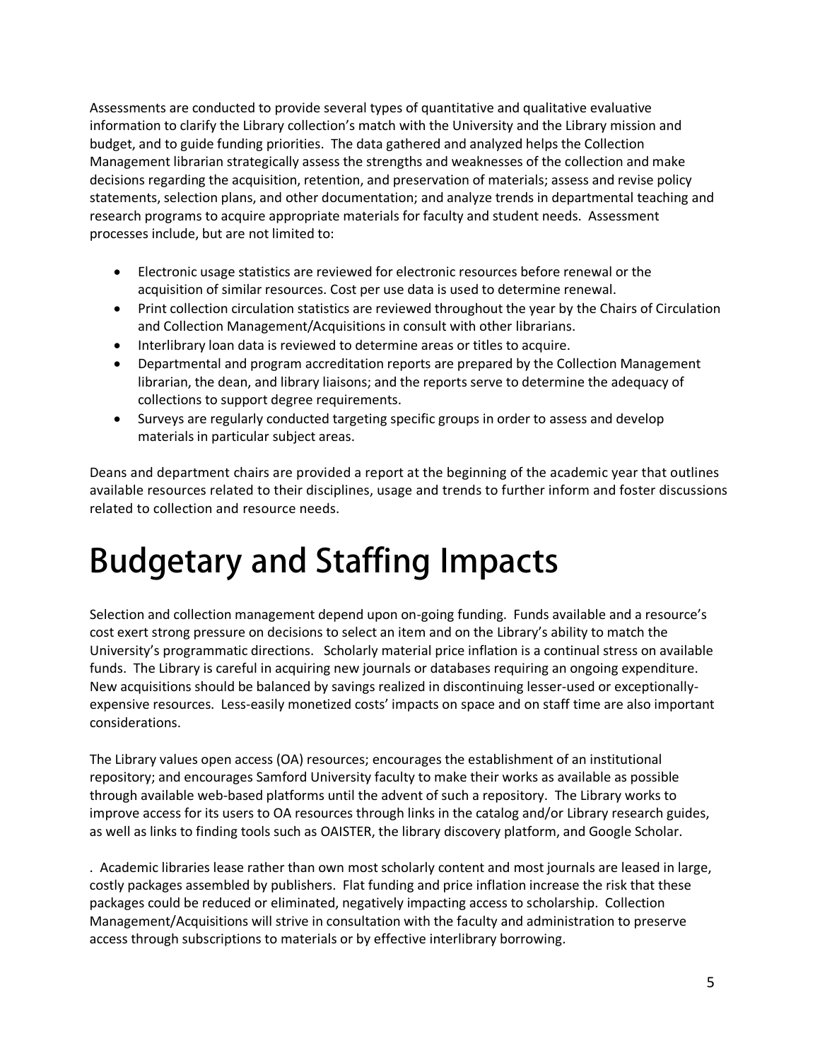Assessments are conducted to provide several types of quantitative and qualitative evaluative information to clarify the Library collection's match with the University and the Library mission and budget, and to guide funding priorities. The data gathered and analyzed helps the Collection Management librarian strategically assess the strengths and weaknesses of the collection and make decisions regarding the acquisition, retention, and preservation of materials; assess and revise policy statements, selection plans, and other documentation; and analyze trends in departmental teaching and research programs to acquire appropriate materials for faculty and student needs. Assessment processes include, but are not limited to:

- Electronic usage statistics are reviewed for electronic resources before renewal or the acquisition of similar resources. Cost per use data is used to determine renewal.
- Print collection circulation statistics are reviewed throughout the year by the Chairs of Circulation and Collection Management/Acquisitions in consult with other librarians.
- Interlibrary loan data is reviewed to determine areas or titles to acquire.
- Departmental and program accreditation reports are prepared by the Collection Management librarian, the dean, and library liaisons; and the reports serve to determine the adequacy of collections to support degree requirements.
- Surveys are regularly conducted targeting specific groups in order to assess and develop materials in particular subject areas.

Deans and department chairs are provided a report at the beginning of the academic year that outlines available resources related to their disciplines, usage and trends to further inform and foster discussions related to collection and resource needs.

# Budgetary and Staffing Impacts

Selection and collection management depend upon on-going funding. Funds available and a resource's cost exert strong pressure on decisions to select an item and on the Library's ability to match the University's programmatic directions. Scholarly material price inflation is a continual stress on available funds. The Library is careful in acquiring new journals or databases requiring an ongoing expenditure. New acquisitions should be balanced by savings realized in discontinuing lesser-used or exceptionally-expensive resources. Less-easily monetized costs' impacts on space and on staff time are also important considerations.

The Library values open access (OA) resources; encourages the establishment of an institutional repository; and encourages Samford University faculty to make their works as available as possible through available web-based platforms until the advent of such a repository. The Library works to improve access for its users to OA resources through links in the catalog and/or Library research guides, as well as links to finding tools such as OAISTER, the library discovery platform, and Google Scholar.

. Academic libraries lease rather than own most scholarly content and most journals are leased in large, costly packages assembled by publishers. Flat funding and price inflation increase the risk that these packages could be reduced or eliminated, negatively impacting access to scholarship. Collection Management/Acquisitions will strive in consultation with the faculty and administration to preserve access through subscriptions to materials or by effective interlibrary borrowing.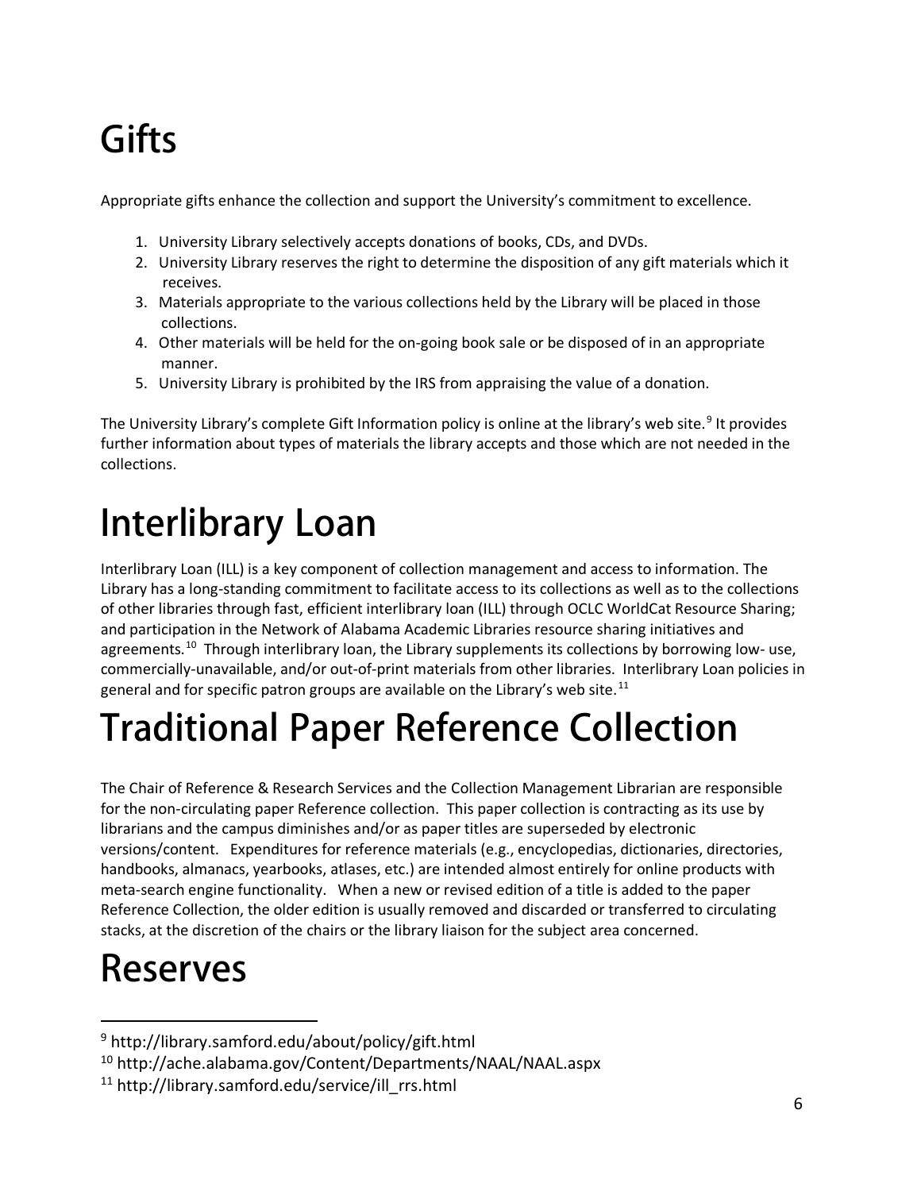# Gifts

Appropriate gifts enhance the collection and support the University's commitment to excellence.

1. University Library selectively accepts donations of books, CDs, and DVDs.
2. University Library reserves the right to determine the disposition of any gift materials which it receives.
3. Materials appropriate to the various collections held by the Library will be placed in those collections.
4. Other materials will be held for the on-going book sale or be disposed of in an appropriate manner.
5. University Library is prohibited by the IRS from appraising the value of a donation.

The University Library's complete Gift Information policy is online at the library's web site.[9] It provides further information about types of materials the library accepts and those which are not needed in the collections.

# Interlibrary Loan

Interlibrary Loan (ILL) is a key component of collection management and access to information. The Library has a long-standing commitment to facilitate access to its collections as well as to the collections of other libraries through fast, efficient interlibrary loan (ILL) through OCLC WorldCat Resource Sharing; and participation in the Network of Alabama Academic Libraries resource sharing initiatives and agreements.[10] Through interlibrary loan, the Library supplements its collections by borrowing low- use, commercially-unavailable, and/or out-of-print materials from other libraries. Interlibrary Loan policies in general and for specific patron groups are available on the Library's web site.[11]

# Traditional Paper Reference Collection

The Chair of Reference & Research Services and the Collection Management Librarian are responsible for the non-circulating paper Reference collection. This paper collection is contracting as its use by librarians and the campus diminishes and/or as paper titles are superseded by electronic versions/content. Expenditures for reference materials (e.g., encyclopedias, dictionaries, directories, handbooks, almanacs, yearbooks, atlases, etc.) are intended almost entirely for online products with meta-search engine functionality. When a new or revised edition of a title is added to the paper Reference Collection, the older edition is usually removed and discarded or transferred to circulating stacks, at the discretion of the chairs or the library liaison for the subject area concerned.

# Reserves

[9] http://library.samford.edu/about/policy/gift.html

[10] http://ache.alabama.gov/Content/Departments/NAAL/NAAL.aspx

[11] http://library.samford.edu/service/ill_rrs.html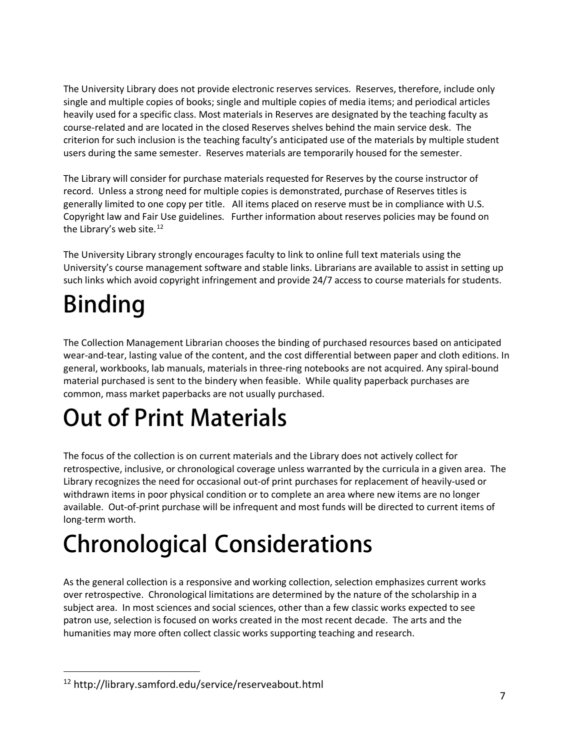The University Library does not provide electronic reserves services. Reserves, therefore, include only single and multiple copies of books; single and multiple copies of media items; and periodical articles heavily used for a specific class. Most materials in Reserves are designated by the teaching faculty as course-related and are located in the closed Reserves shelves behind the main service desk. The criterion for such inclusion is the teaching faculty's anticipated use of the materials by multiple student users during the same semester. Reserves materials are temporarily housed for the semester.

The Library will consider for purchase materials requested for Reserves by the course instructor of record. Unless a strong need for multiple copies is demonstrated, purchase of Reserves titles is generally limited to one copy per title. All items placed on reserve must be in compliance with U.S. Copyright law and Fair Use guidelines. Further information about reserves policies may be found on the Library's web site.[12]

The University Library strongly encourages faculty to link to online full text materials using the University's course management software and stable links. Librarians are available to assist in setting up such links which avoid copyright infringement and provide 24/7 access to course materials for students.

# Binding

The Collection Management Librarian chooses the binding of purchased resources based on anticipated wear-and-tear, lasting value of the content, and the cost differential between paper and cloth editions. In general, workbooks, lab manuals, materials in three-ring notebooks are not acquired. Any spiral-bound material purchased is sent to the bindery when feasible. While quality paperback purchases are common, mass market paperbacks are not usually purchased.

# Out of Print Materials

The focus of the collection is on current materials and the Library does not actively collect for retrospective, inclusive, or chronological coverage unless warranted by the curricula in a given area. The Library recognizes the need for occasional out-of print purchases for replacement of heavily-used or withdrawn items in poor physical condition or to complete an area where new items are no longer available. Out-of-print purchase will be infrequent and most funds will be directed to current items of long-term worth.

# Chronological Considerations

As the general collection is a responsive and working collection, selection emphasizes current works over retrospective. Chronological limitations are determined by the nature of the scholarship in a subject area. In most sciences and social sciences, other than a few classic works expected to see patron use, selection is focused on works created in the most recent decade. The arts and the humanities may more often collect classic works supporting teaching and research.

[12] http://library.samford.edu/service/reserveabout.html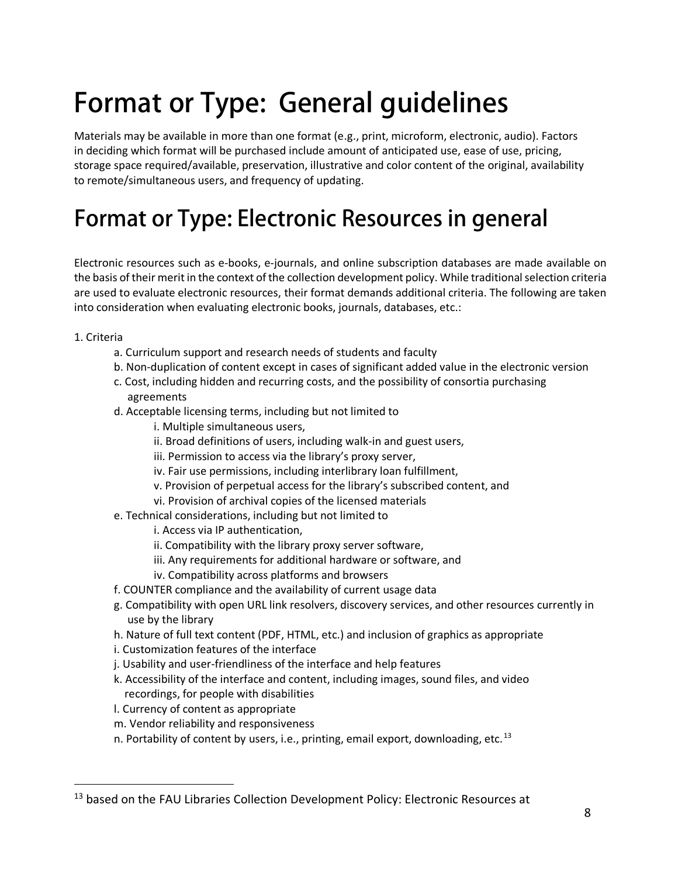# Format or Type: General guidelines

Materials may be available in more than one format (e.g., print, microform, electronic, audio). Factors in deciding which format will be purchased include amount of anticipated use, ease of use, pricing, storage space required/available, preservation, illustrative and color content of the original, availability to remote/simultaneous users, and frequency of updating.

# Format or Type: Electronic Resources in general

Electronic resources such as e-books, e-journals, and online subscription databases are made available on the basis of their merit in the context of the collection development policy. While traditional selection criteria are used to evaluate electronic resources, their format demands additional criteria. The following are taken into consideration when evaluating electronic books, journals, databases, etc.:

1. Criteria
   - a. Curriculum support and research needs of students and faculty
   - b. Non-duplication of content except in cases of significant added value in the electronic version
   - c. Cost, including hidden and recurring costs, and the possibility of consortia purchasing agreements
   - d. Acceptable licensing terms, including but not limited to
     - i. Multiple simultaneous users,
     - ii. Broad definitions of users, including walk-in and guest users,
     - iii. Permission to access via the library's proxy server,
     - iv. Fair use permissions, including interlibrary loan fulfillment,
     - v. Provision of perpetual access for the library's subscribed content, and
     - vi. Provision of archival copies of the licensed materials
   - e. Technical considerations, including but not limited to
     - i. Access via IP authentication,
     - ii. Compatibility with the library proxy server software,
     - iii. Any requirements for additional hardware or software, and
     - iv. Compatibility across platforms and browsers
   - f. COUNTER compliance and the availability of current usage data
   - g. Compatibility with open URL link resolvers, discovery services, and other resources currently in use by the library
   - h. Nature of full text content (PDF, HTML, etc.) and inclusion of graphics as appropriate
   - i. Customization features of the interface
   - j. Usability and user-friendliness of the interface and help features
   - k. Accessibility of the interface and content, including images, sound files, and video recordings, for people with disabilities
   - l. Currency of content as appropriate
   - m. Vendor reliability and responsiveness
   - n. Portability of content by users, i.e., printing, email export, downloading, etc.[13]

[13] based on the FAU Libraries Collection Development Policy: Electronic Resources at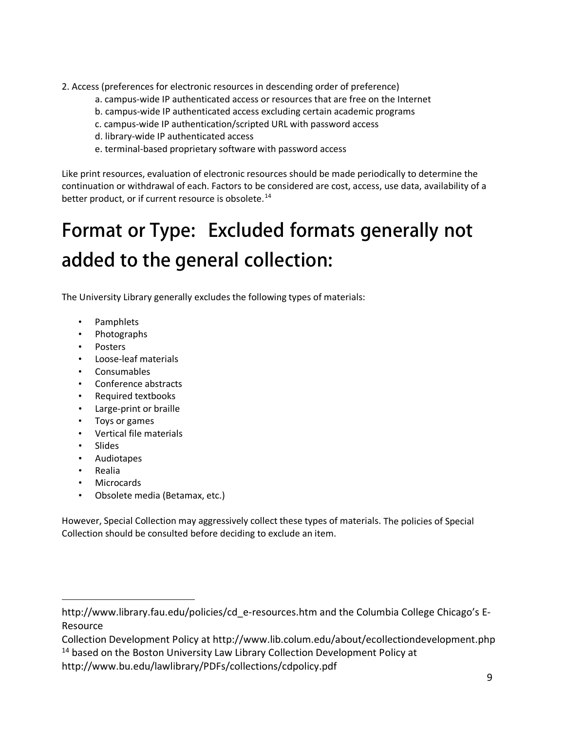2. Access (preferences for electronic resources in descending order of preference)

   a. campus-wide IP authenticated access or resources that are free on the Internet
   b. campus-wide IP authenticated access excluding certain academic programs
   c. campus-wide IP authentication/scripted URL with password access
   d. library-wide IP authenticated access
   e. terminal-based proprietary software with password access

Like print resources, evaluation of electronic resources should be made periodically to determine the continuation or withdrawal of each. Factors to be considered are cost, access, use data, availability of a better product, or if current resource is obsolete.[14]

# Format or Type: Excluded formats generally not added to the general collection:

The University Library generally excludes the following types of materials:

- Pamphlets
- Photographs
- Posters
- Loose-leaf materials
- Consumables
- Conference abstracts
- Required textbooks
- Large-print or braille
- Toys or games
- Vertical file materials
- Slides
- Audiotapes
- Realia
- Microcards
- Obsolete media (Betamax, etc.)

However, Special Collection may aggressively collect these types of materials. The policies of Special Collection should be consulted before deciding to exclude an item.

---

http://www.library.fau.edu/policies/cd_e-resources.htm and the Columbia College Chicago's E-Resource
Collection Development Policy at http://www.lib.colum.edu/about/ecollectiondevelopment.php

[14] based on the Boston University Law Library Collection Development Policy at http://www.bu.edu/lawlibrary/PDFs/collections/cdpolicy.pdf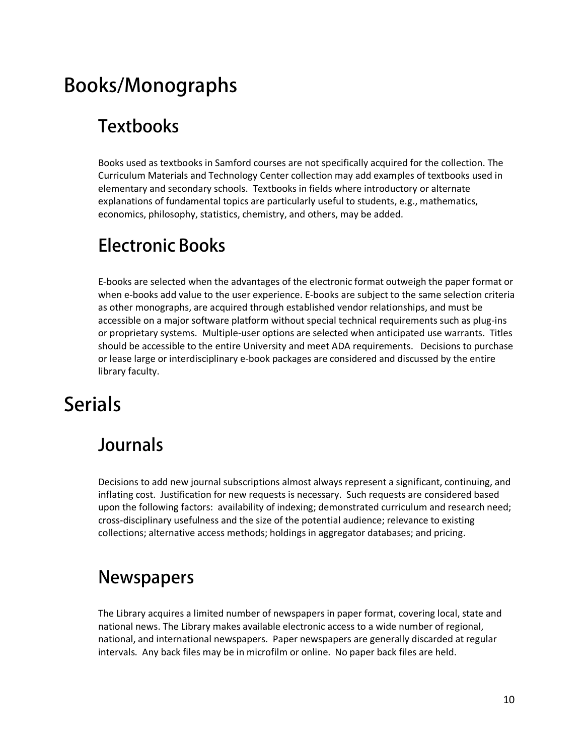# Books/Monographs

## Textbooks

Books used as textbooks in Samford courses are not specifically acquired for the collection. The Curriculum Materials and Technology Center collection may add examples of textbooks used in elementary and secondary schools. Textbooks in fields where introductory or alternate explanations of fundamental topics are particularly useful to students, e.g., mathematics, economics, philosophy, statistics, chemistry, and others, may be added.

## Electronic Books

E-books are selected when the advantages of the electronic format outweigh the paper format or when e-books add value to the user experience. E-books are subject to the same selection criteria as other monographs, are acquired through established vendor relationships, and must be accessible on a major software platform without special technical requirements such as plug-ins or proprietary systems. Multiple-user options are selected when anticipated use warrants. Titles should be accessible to the entire University and meet ADA requirements. Decisions to purchase or lease large or interdisciplinary e-book packages are considered and discussed by the entire library faculty.

# Serials

## Journals

Decisions to add new journal subscriptions almost always represent a significant, continuing, and inflating cost. Justification for new requests is necessary. Such requests are considered based upon the following factors: availability of indexing; demonstrated curriculum and research need; cross-disciplinary usefulness and the size of the potential audience; relevance to existing collections; alternative access methods; holdings in aggregator databases; and pricing.

## Newspapers

The Library acquires a limited number of newspapers in paper format, covering local, state and national news. The Library makes available electronic access to a wide number of regional, national, and international newspapers. Paper newspapers are generally discarded at regular intervals. Any back files may be in microfilm or online. No paper back files are held.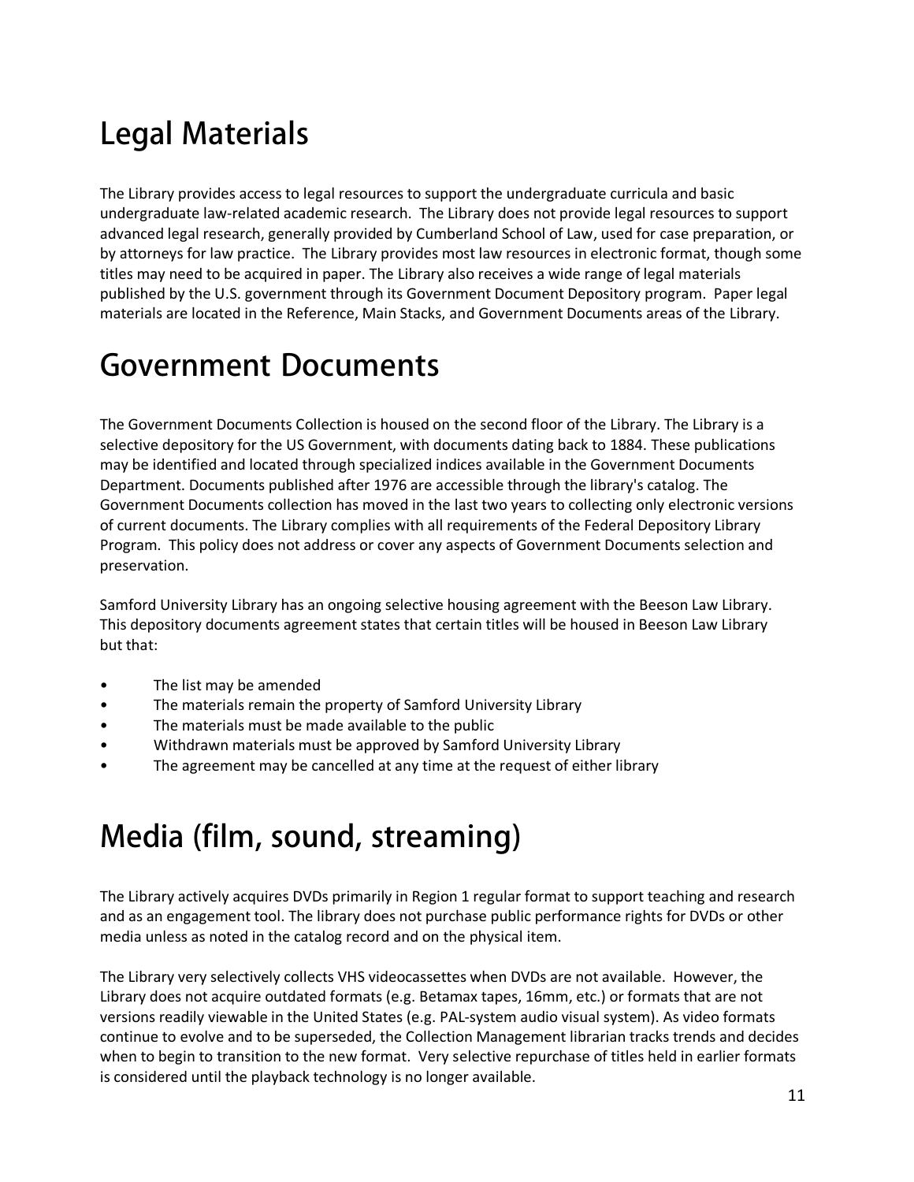# Legal Materials

The Library provides access to legal resources to support the undergraduate curricula and basic undergraduate law-related academic research. The Library does not provide legal resources to support advanced legal research, generally provided by Cumberland School of Law, used for case preparation, or by attorneys for law practice. The Library provides most law resources in electronic format, though some titles may need to be acquired in paper. The Library also receives a wide range of legal materials published by the U.S. government through its Government Document Depository program. Paper legal materials are located in the Reference, Main Stacks, and Government Documents areas of the Library.

# Government Documents

The Government Documents Collection is housed on the second floor of the Library. The Library is a selective depository for the US Government, with documents dating back to 1884. These publications may be identified and located through specialized indices available in the Government Documents Department. Documents published after 1976 are accessible through the library's catalog. The Government Documents collection has moved in the last two years to collecting only electronic versions of current documents. The Library complies with all requirements of the Federal Depository Library Program. This policy does not address or cover any aspects of Government Documents selection and preservation.

Samford University Library has an ongoing selective housing agreement with the Beeson Law Library. This depository documents agreement states that certain titles will be housed in Beeson Law Library but that:

- The list may be amended
- The materials remain the property of Samford University Library
- The materials must be made available to the public
- Withdrawn materials must be approved by Samford University Library
- The agreement may be cancelled at any time at the request of either library

# Media (film, sound, streaming)

The Library actively acquires DVDs primarily in Region 1 regular format to support teaching and research and as an engagement tool. The library does not purchase public performance rights for DVDs or other media unless as noted in the catalog record and on the physical item.

The Library very selectively collects VHS videocassettes when DVDs are not available. However, the Library does not acquire outdated formats (e.g. Betamax tapes, 16mm, etc.) or formats that are not versions readily viewable in the United States (e.g. PAL-system audio visual system). As video formats continue to evolve and to be superseded, the Collection Management librarian tracks trends and decides when to begin to transition to the new format. Very selective repurchase of titles held in earlier formats is considered until the playback technology is no longer available.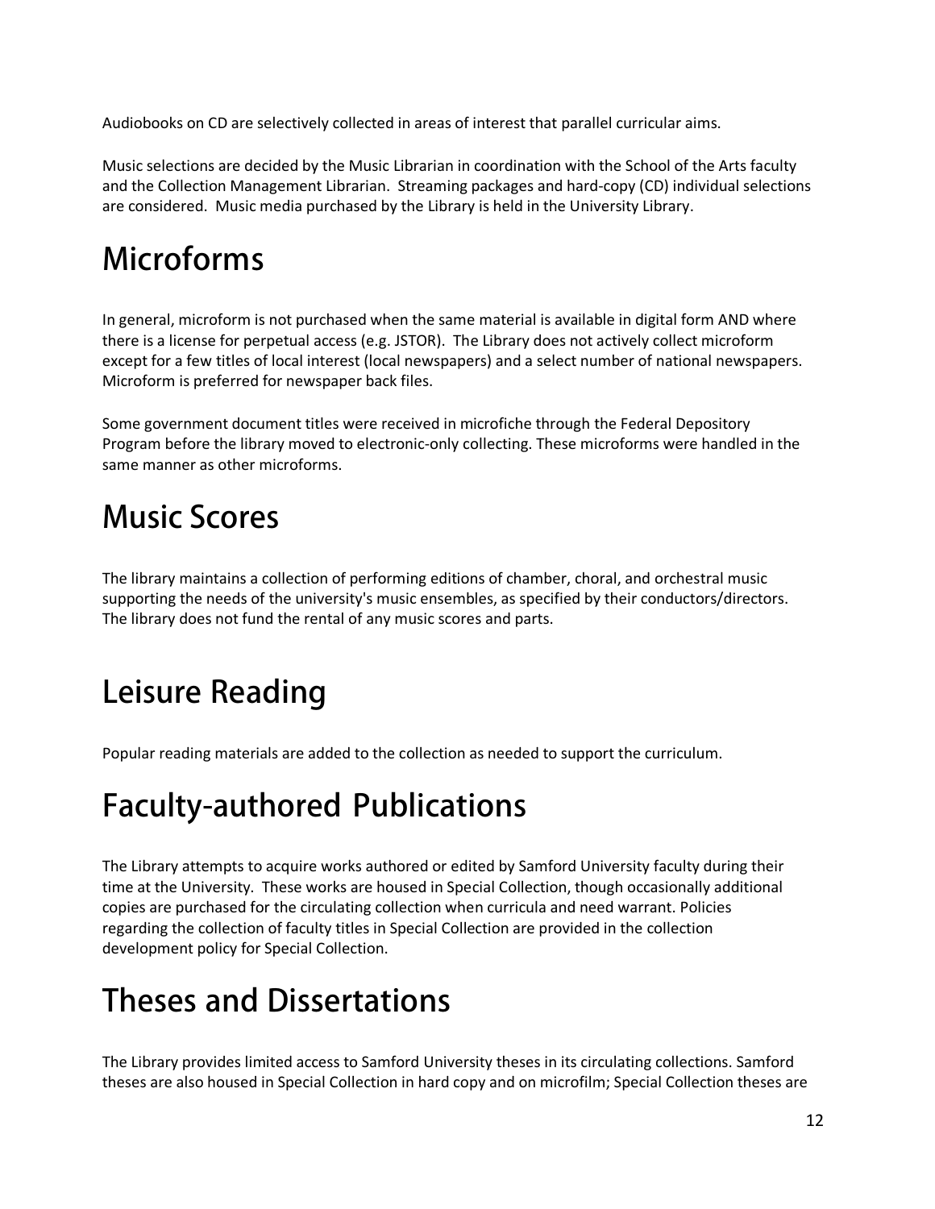Audiobooks on CD are selectively collected in areas of interest that parallel curricular aims.

Music selections are decided by the Music Librarian in coordination with the School of the Arts faculty and the Collection Management Librarian. Streaming packages and hard-copy (CD) individual selections are considered. Music media purchased by the Library is held in the University Library.

# Microforms

In general, microform is not purchased when the same material is available in digital form AND where there is a license for perpetual access (e.g. JSTOR). The Library does not actively collect microform except for a few titles of local interest (local newspapers) and a select number of national newspapers. Microform is preferred for newspaper back files.

Some government document titles were received in microfiche through the Federal Depository Program before the library moved to electronic-only collecting. These microforms were handled in the same manner as other microforms.

# Music Scores

The library maintains a collection of performing editions of chamber, choral, and orchestral music supporting the needs of the university's music ensembles, as specified by their conductors/directors. The library does not fund the rental of any music scores and parts.

# Leisure Reading

Popular reading materials are added to the collection as needed to support the curriculum.

# Faculty-authored Publications

The Library attempts to acquire works authored or edited by Samford University faculty during their time at the University. These works are housed in Special Collection, though occasionally additional copies are purchased for the circulating collection when curricula and need warrant. Policies regarding the collection of faculty titles in Special Collection are provided in the collection development policy for Special Collection.

# Theses and Dissertations

The Library provides limited access to Samford University theses in its circulating collections. Samford theses are also housed in Special Collection in hard copy and on microfilm; Special Collection theses are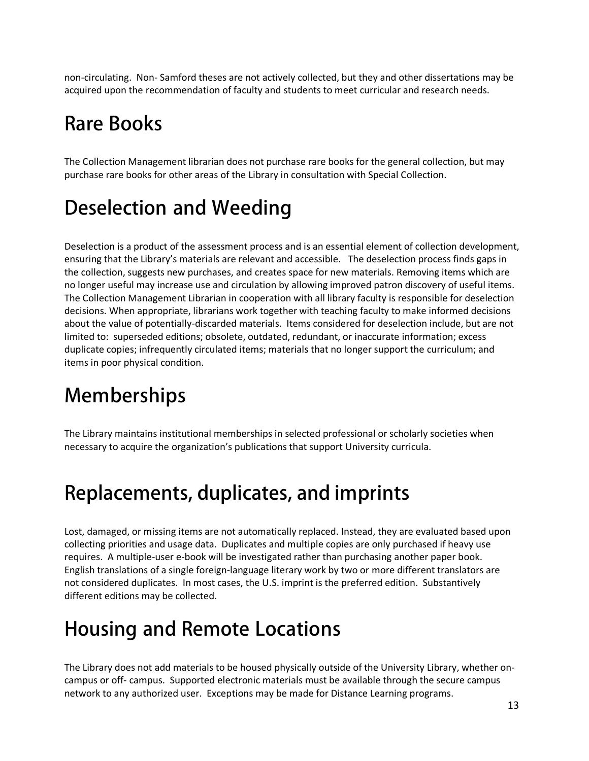non-circulating. Non- Samford theses are not actively collected, but they and other dissertations may be acquired upon the recommendation of faculty and students to meet curricular and research needs.

# Rare Books

The Collection Management librarian does not purchase rare books for the general collection, but may purchase rare books for other areas of the Library in consultation with Special Collection.

# Deselection and Weeding

Deselection is a product of the assessment process and is an essential element of collection development, ensuring that the Library's materials are relevant and accessible. The deselection process finds gaps in the collection, suggests new purchases, and creates space for new materials. Removing items which are no longer useful may increase use and circulation by allowing improved patron discovery of useful items. The Collection Management Librarian in cooperation with all library faculty is responsible for deselection decisions. When appropriate, librarians work together with teaching faculty to make informed decisions about the value of potentially-discarded materials. Items considered for deselection include, but are not limited to: superseded editions; obsolete, outdated, redundant, or inaccurate information; excess duplicate copies; infrequently circulated items; materials that no longer support the curriculum; and items in poor physical condition.

# Memberships

The Library maintains institutional memberships in selected professional or scholarly societies when necessary to acquire the organization's publications that support University curricula.

# Replacements, duplicates, and imprints

Lost, damaged, or missing items are not automatically replaced. Instead, they are evaluated based upon collecting priorities and usage data. Duplicates and multiple copies are only purchased if heavy use requires. A multiple-user e-book will be investigated rather than purchasing another paper book. English translations of a single foreign-language literary work by two or more different translators are not considered duplicates. In most cases, the U.S. imprint is the preferred edition. Substantively different editions may be collected.

# Housing and Remote Locations

The Library does not add materials to be housed physically outside of the University Library, whether on-campus or off- campus. Supported electronic materials must be available through the secure campus network to any authorized user. Exceptions may be made for Distance Learning programs.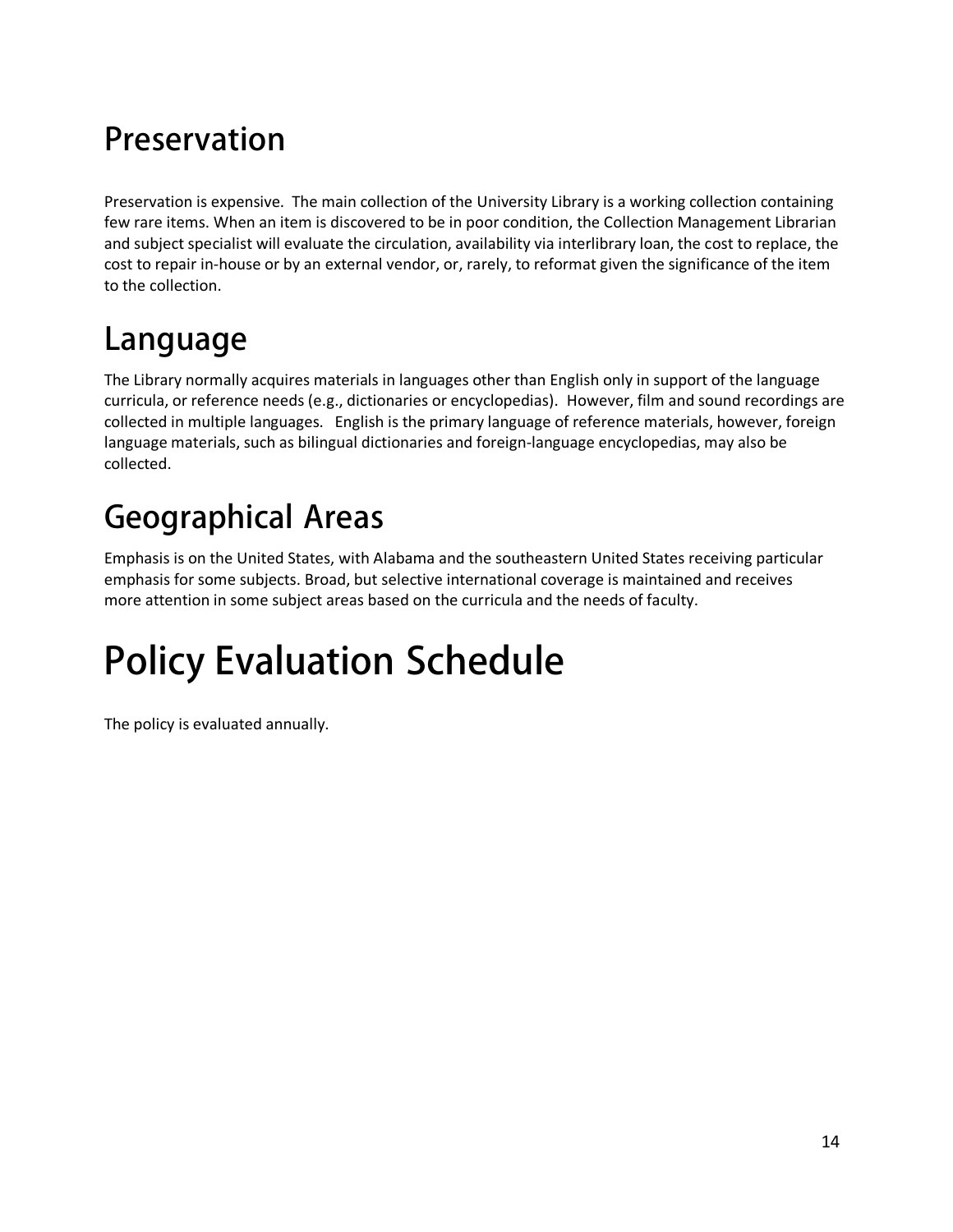## Preservation

Preservation is expensive. The main collection of the University Library is a working collection containing few rare items. When an item is discovered to be in poor condition, the Collection Management Librarian and subject specialist will evaluate the circulation, availability via interlibrary loan, the cost to replace, the cost to repair in-house or by an external vendor, or, rarely, to reformat given the significance of the item to the collection.

## Language

The Library normally acquires materials in languages other than English only in support of the language curricula, or reference needs (e.g., dictionaries or encyclopedias). However, film and sound recordings are collected in multiple languages. English is the primary language of reference materials, however, foreign language materials, such as bilingual dictionaries and foreign-language encyclopedias, may also be collected.

## Geographical Areas

Emphasis is on the United States, with Alabama and the southeastern United States receiving particular emphasis for some subjects. Broad, but selective international coverage is maintained and receives more attention in some subject areas based on the curricula and the needs of faculty.

# Policy Evaluation Schedule

The policy is evaluated annually.